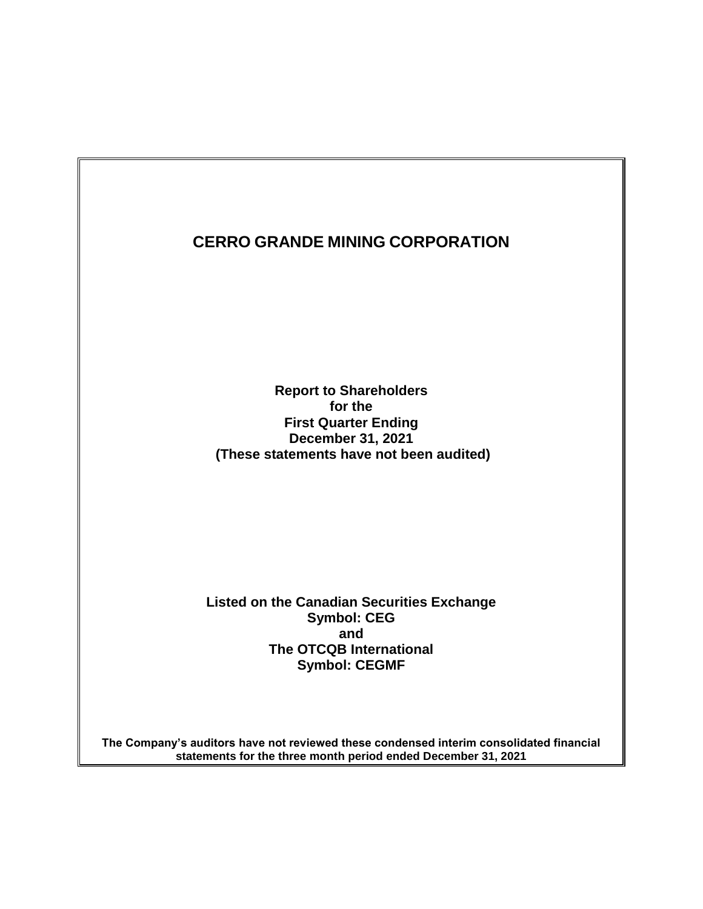# CERRO GRANDE MINING CORPORATION

**Report to Shareholders**
**for the**
**First Quarter Ending**
**December 31, 2021**
**(These statements have not been audited)**

**Listed on the Canadian Securities Exchange**
**Symbol: CEG**
**and**
**The OTCQB International**
**Symbol: CEGMF**

**The Company's auditors have not reviewed these condensed interim consolidated financial statements for the three month period ended December 31, 2021**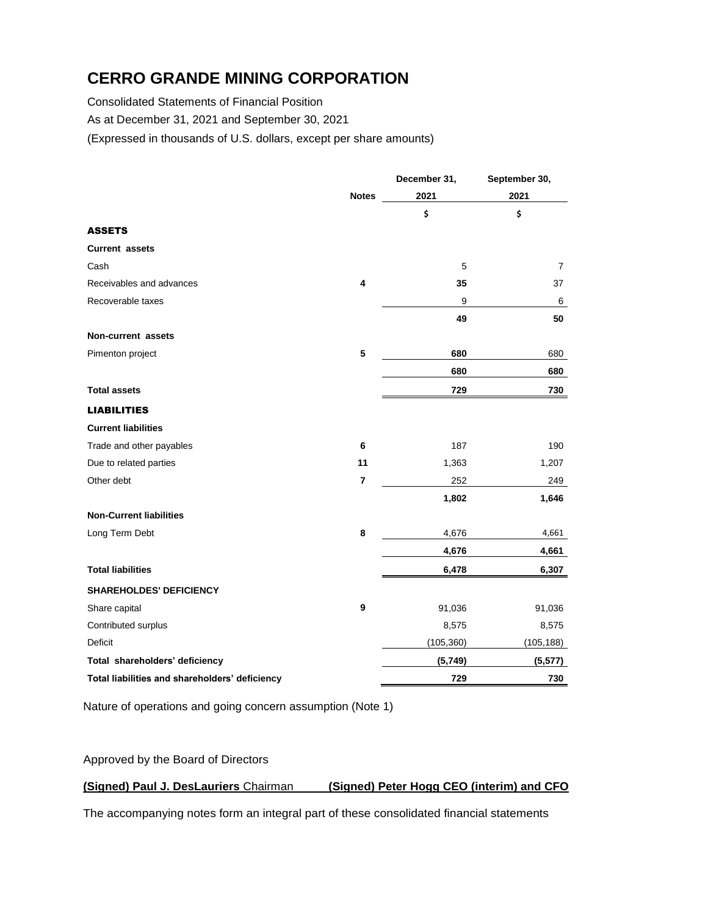# CERRO GRANDE MINING CORPORATION

Consolidated Statements of Financial Position

As at December 31, 2021 and September 30, 2021

(Expressed in thousands of U.S. dollars, except per share amounts)

| | Notes | December 31, 2021 | September 30, 2021 |
|---|---|---|---|
| | | $ | $ |
| **ASSETS** | | | |
| **Current assets** | | | |
| Cash | | 5 | 7 |
| Receivables and advances | **4** | **35** | 37 |
| Recoverable taxes | | 9 | 6 |
| | | **49** | **50** |
| **Non-current assets** | | | |
| Pimenton project | **5** | **680** | 680 |
| | | **680** | **680** |
| **Total assets** | | **729** | **730** |
| **LIABILITIES** | | | |
| **Current liabilities** | | | |
| Trade and other payables | **6** | 187 | 190 |
| Due to related parties | **11** | 1,363 | 1,207 |
| Other debt | **7** | 252 | 249 |
| | | **1,802** | **1,646** |
| **Non-Current liabilities** | | | |
| Long Term Debt | **8** | 4,676 | 4,661 |
| | | **4,676** | **4,661** |
| **Total liabilities** | | **6,478** | **6,307** |
| **SHAREHOLDES' DEFICIENCY** | | | |
| Share capital | **9** | 91,036 | 91,036 |
| Contributed surplus | | 8,575 | 8,575 |
| Deficit | | (105,360) | (105,188) |
| **Total shareholders' deficiency** | | **(5,749)** | **(5,577)** |
| **Total liabilities and shareholders' deficiency** | | **729** | **730** |

Nature of operations and going concern assumption (Note 1)

Approved by the Board of Directors

**(Signed) Paul J. DesLauriers** Chairman **(Signed) Peter Hogg CEO (interim) and CFO**

The accompanying notes form an integral part of these consolidated financial statements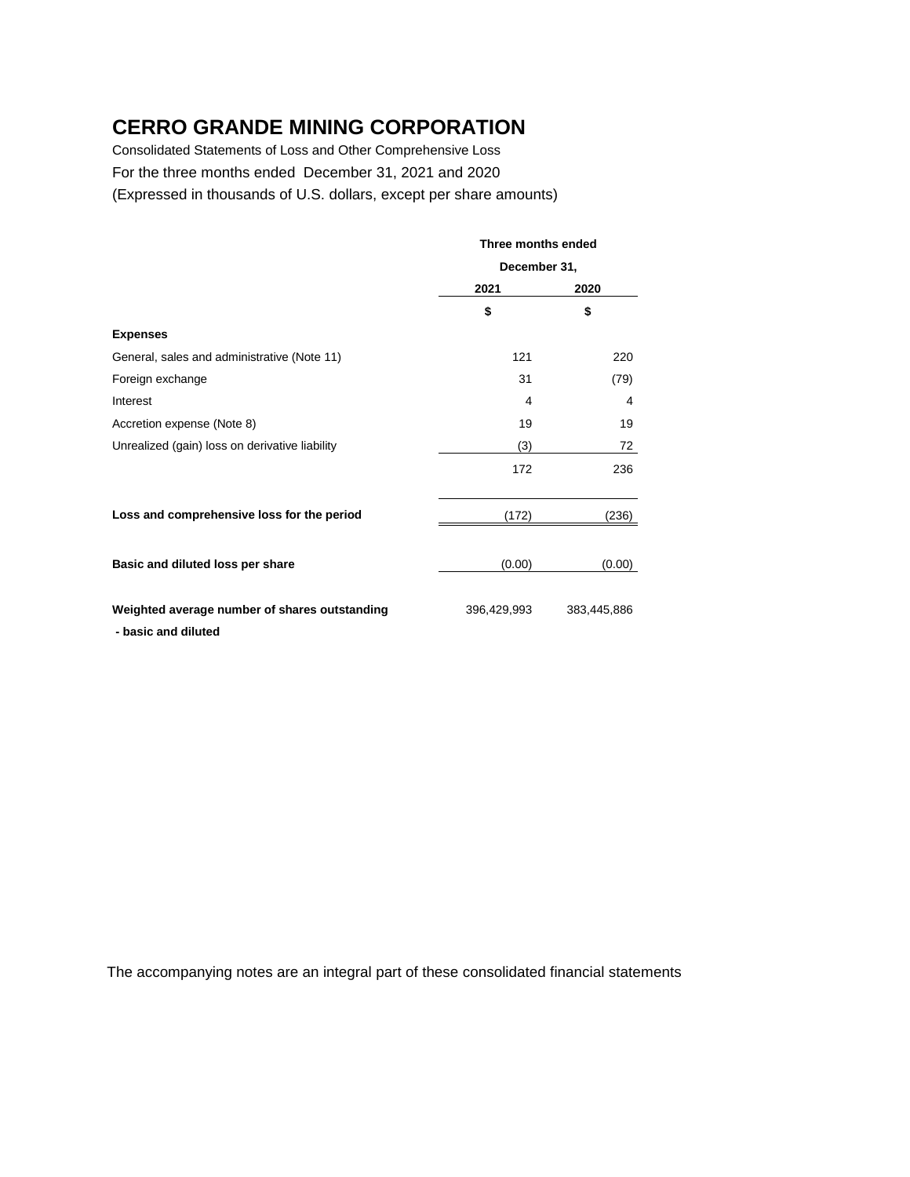# CERRO GRANDE MINING CORPORATION

Consolidated Statements of Loss and Other Comprehensive Loss

For the three months ended December 31, 2021 and 2020

(Expressed in thousands of U.S. dollars, except per share amounts)

| | Three months ended | |
|---|---|---|
| | December 31, | |
| | 2021 | 2020 |
| | $ | $ |
| **Expenses** | | |
| General, sales and administrative (Note 11) | 121 | 220 |
| Foreign exchange | 31 | (79) |
| Interest | 4 | 4 |
| Accretion expense (Note 8) | 19 | 19 |
| Unrealized (gain) loss on derivative liability | (3) | 72 |
| | 172 | 236 |
| **Loss and comprehensive loss for the period** | (172) | (236) |
| **Basic and diluted loss per share** | (0.00) | (0.00) |
| **Weighted average number of shares outstanding - basic and diluted** | 396,429,993 | 383,445,886 |

The accompanying notes are an integral part of these consolidated financial statements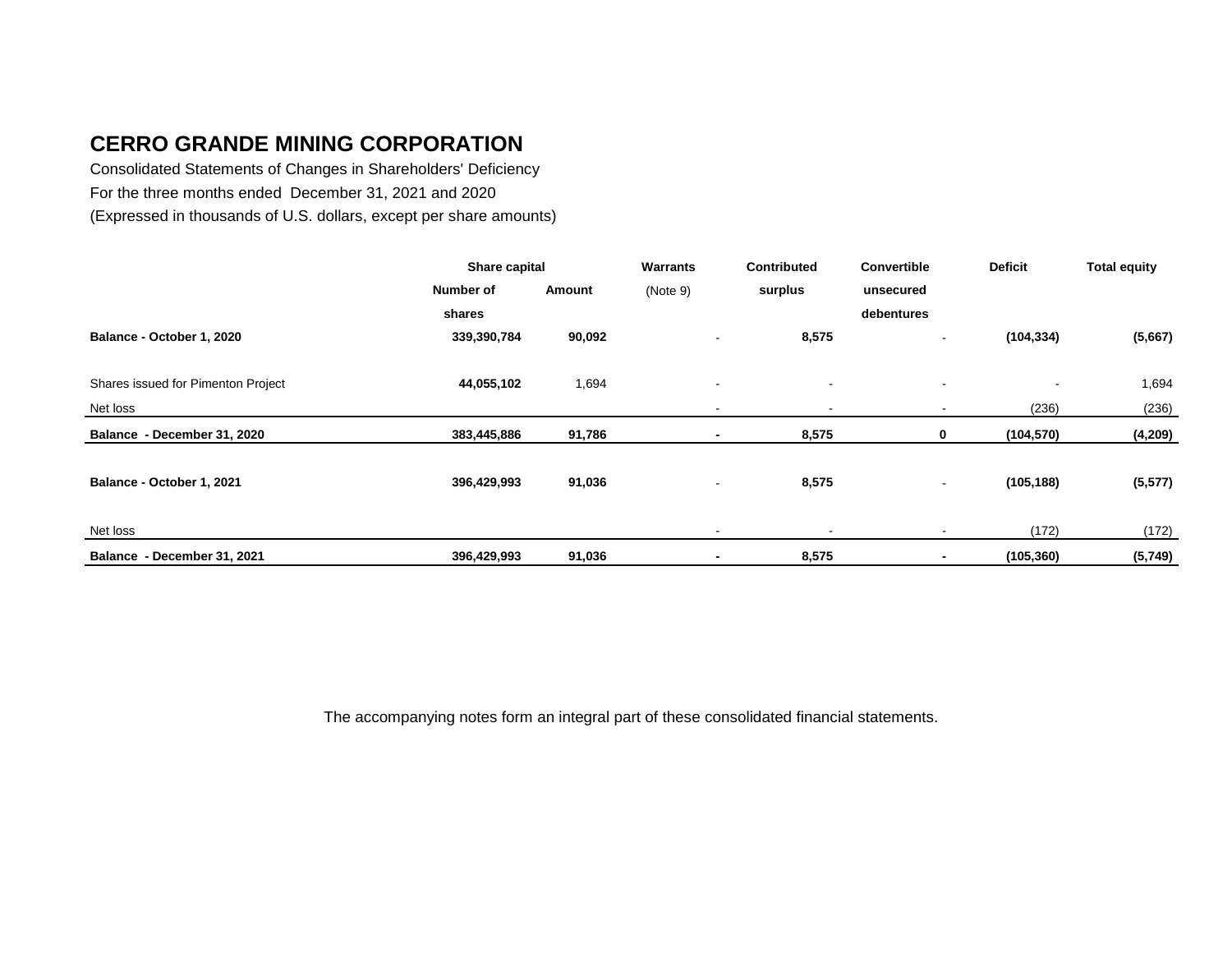# CERRO GRANDE MINING CORPORATION

Consolidated Statements of Changes in Shareholders' Deficiency

For the three months ended December 31, 2021 and 2020

(Expressed in thousands of U.S. dollars, except per share amounts)

| | Share capital | | Warrants | Contributed | Convertible | Deficit | Total equity |
|---|---|---|---|---|---|---|---|
| | Number of shares | Amount | (Note 9) | surplus | unsecured debentures | | |
| **Balance - October 1, 2020** | **339,390,784** | **90,092** | - | **8,575** | - | **(104,334)** | **(5,667)** |
| Shares issued for Pimenton Project | **44,055,102** | 1,694 | - | - | - | - | 1,694 |
| Net loss | | | - | - | - | (236) | (236) |
| **Balance - December 31, 2020** | **383,445,886** | **91,786** | **-** | **8,575** | **0** | **(104,570)** | **(4,209)** |
| **Balance - October 1, 2021** | **396,429,993** | **91,036** | - | **8,575** | - | **(105,188)** | **(5,577)** |
| Net loss | | | - | - | - | (172) | (172) |
| **Balance - December 31, 2021** | **396,429,993** | **91,036** | **-** | **8,575** | **-** | **(105,360)** | **(5,749)** |

The accompanying notes form an integral part of these consolidated financial statements.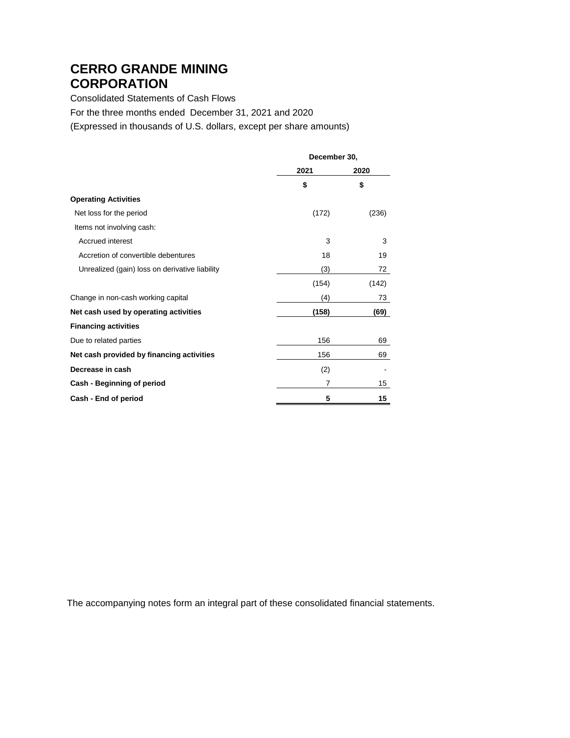# CERRO GRANDE MINING CORPORATION

Consolidated Statements of Cash Flows

For the three months ended December 31, 2021 and 2020

(Expressed in thousands of U.S. dollars, except per share amounts)

| | December 30, | |
|---|---|---|
| | 2021 | 2020 |
| | $ | $ |
| **Operating Activities** | | |
| Net loss for the period | (172) | (236) |
| Items not involving cash: | | |
| Accrued interest | 3 | 3 |
| Accretion of convertible debentures | 18 | 19 |
| Unrealized (gain) loss on derivative liability | (3) | 72 |
| | (154) | (142) |
| Change in non-cash working capital | (4) | 73 |
| **Net cash used by operating activities** | **(158)** | **(69)** |
| **Financing activities** | | |
| Due to related parties | 156 | 69 |
| **Net cash provided by financing activities** | 156 | 69 |
| **Decrease in cash** | (2) | - |
| **Cash - Beginning of period** | 7 | 15 |
| **Cash - End of period** | **5** | **15** |

The accompanying notes form an integral part of these consolidated financial statements.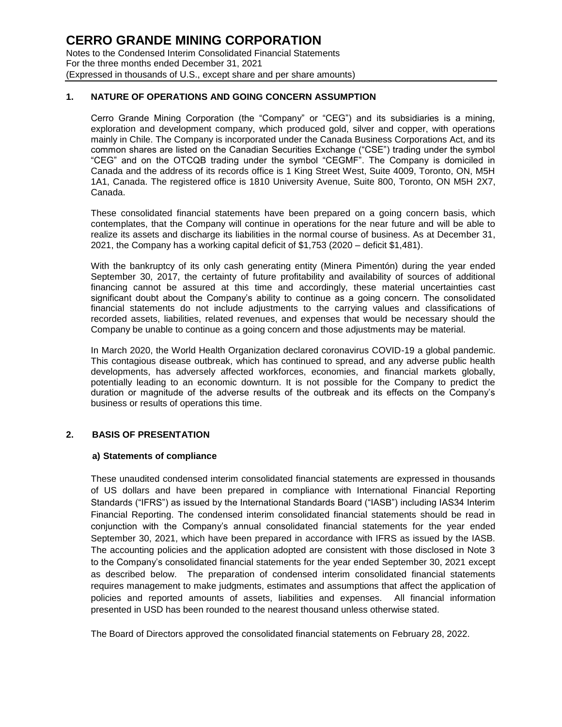## 1. NATURE OF OPERATIONS AND GOING CONCERN ASSUMPTION

Cerro Grande Mining Corporation (the "Company" or "CEG") and its subsidiaries is a mining, exploration and development company, which produced gold, silver and copper, with operations mainly in Chile. The Company is incorporated under the Canada Business Corporations Act, and its common shares are listed on the Canadian Securities Exchange ("CSE") trading under the symbol "CEG" and on the OTCQB trading under the symbol "CEGMF". The Company is domiciled in Canada and the address of its records office is 1 King Street West, Suite 4009, Toronto, ON, M5H 1A1, Canada. The registered office is 1810 University Avenue, Suite 800, Toronto, ON M5H 2X7, Canada.

These consolidated financial statements have been prepared on a going concern basis, which contemplates, that the Company will continue in operations for the near future and will be able to realize its assets and discharge its liabilities in the normal course of business. As at December 31, 2021, the Company has a working capital deficit of $1,753 (2020 – deficit $1,481).

With the bankruptcy of its only cash generating entity (Minera Pimentón) during the year ended September 30, 2017, the certainty of future profitability and availability of sources of additional financing cannot be assured at this time and accordingly, these material uncertainties cast significant doubt about the Company's ability to continue as a going concern. The consolidated financial statements do not include adjustments to the carrying values and classifications of recorded assets, liabilities, related revenues, and expenses that would be necessary should the Company be unable to continue as a going concern and those adjustments may be material.

In March 2020, the World Health Organization declared coronavirus COVID-19 a global pandemic. This contagious disease outbreak, which has continued to spread, and any adverse public health developments, has adversely affected workforces, economies, and financial markets globally, potentially leading to an economic downturn. It is not possible for the Company to predict the duration or magnitude of the adverse results of the outbreak and its effects on the Company's business or results of operations this time.

## 2. BASIS OF PRESENTATION

### a) Statements of compliance

These unaudited condensed interim consolidated financial statements are expressed in thousands of US dollars and have been prepared in compliance with International Financial Reporting Standards ("IFRS") as issued by the International Standards Board ("IASB") including IAS34 Interim Financial Reporting. The condensed interim consolidated financial statements should be read in conjunction with the Company's annual consolidated financial statements for the year ended September 30, 2021, which have been prepared in accordance with IFRS as issued by the IASB. The accounting policies and the application adopted are consistent with those disclosed in Note 3 to the Company's consolidated financial statements for the year ended September 30, 2021 except as described below. The preparation of condensed interim consolidated financial statements requires management to make judgments, estimates and assumptions that affect the application of policies and reported amounts of assets, liabilities and expenses. All financial information presented in USD has been rounded to the nearest thousand unless otherwise stated.

The Board of Directors approved the consolidated financial statements on February 28, 2022.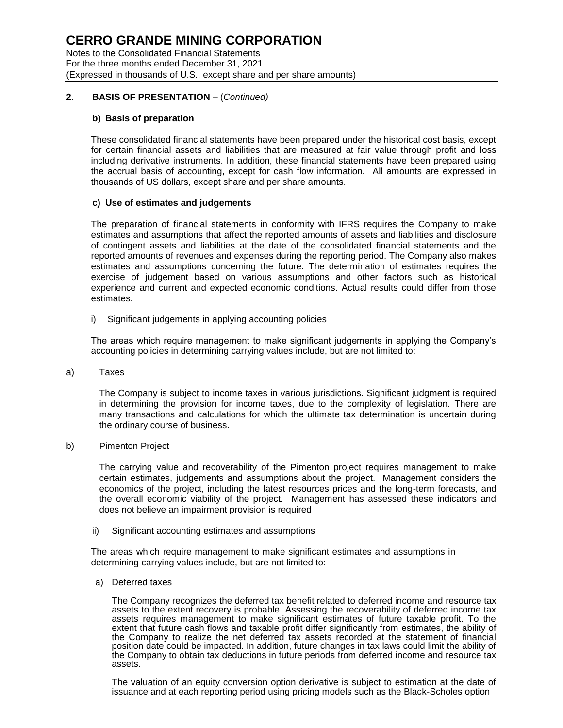## 2. BASIS OF PRESENTATION – (*Continued*)

### b) Basis of preparation

These consolidated financial statements have been prepared under the historical cost basis, except for certain financial assets and liabilities that are measured at fair value through profit and loss including derivative instruments. In addition, these financial statements have been prepared using the accrual basis of accounting, except for cash flow information. All amounts are expressed in thousands of US dollars, except share and per share amounts.

### c) Use of estimates and judgements

The preparation of financial statements in conformity with IFRS requires the Company to make estimates and assumptions that affect the reported amounts of assets and liabilities and disclosure of contingent assets and liabilities at the date of the consolidated financial statements and the reported amounts of revenues and expenses during the reporting period. The Company also makes estimates and assumptions concerning the future. The determination of estimates requires the exercise of judgement based on various assumptions and other factors such as historical experience and current and expected economic conditions. Actual results could differ from those estimates.

i) Significant judgements in applying accounting policies

The areas which require management to make significant judgements in applying the Company's accounting policies in determining carrying values include, but are not limited to:

a) Taxes

The Company is subject to income taxes in various jurisdictions. Significant judgment is required in determining the provision for income taxes, due to the complexity of legislation. There are many transactions and calculations for which the ultimate tax determination is uncertain during the ordinary course of business.

b) Pimenton Project

The carrying value and recoverability of the Pimenton project requires management to make certain estimates, judgements and assumptions about the project. Management considers the economics of the project, including the latest resources prices and the long-term forecasts, and the overall economic viability of the project. Management has assessed these indicators and does not believe an impairment provision is required

ii) Significant accounting estimates and assumptions

The areas which require management to make significant estimates and assumptions in determining carrying values include, but are not limited to:

a) Deferred taxes

The Company recognizes the deferred tax benefit related to deferred income and resource tax assets to the extent recovery is probable. Assessing the recoverability of deferred income tax assets requires management to make significant estimates of future taxable profit. To the extent that future cash flows and taxable profit differ significantly from estimates, the ability of the Company to realize the net deferred tax assets recorded at the statement of financial position date could be impacted. In addition, future changes in tax laws could limit the ability of the Company to obtain tax deductions in future periods from deferred income and resource tax assets.

The valuation of an equity conversion option derivative is subject to estimation at the date of issuance and at each reporting period using pricing models such as the Black-Scholes option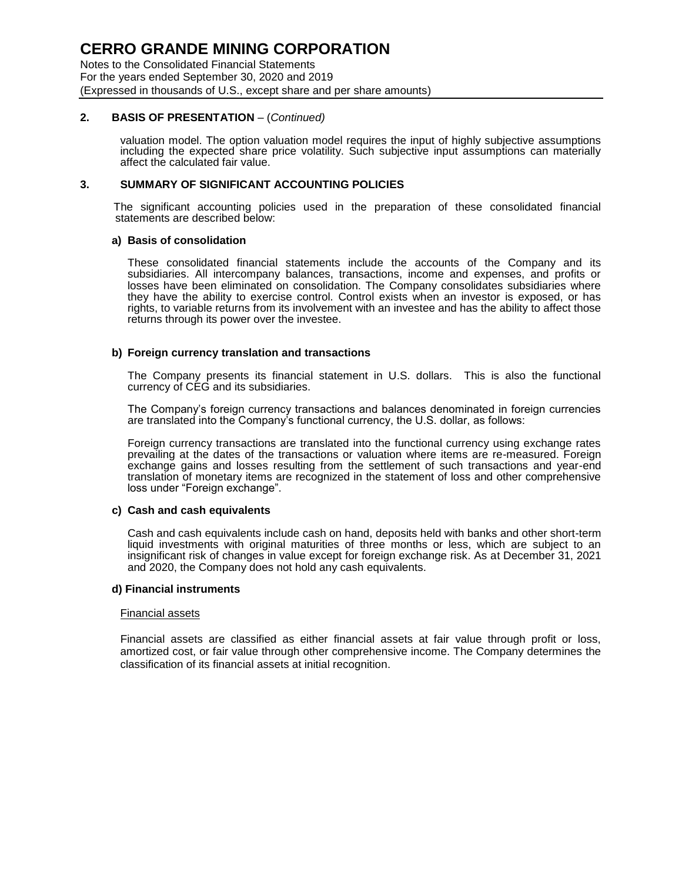## 2. BASIS OF PRESENTATION – (*Continued*)

valuation model. The option valuation model requires the input of highly subjective assumptions including the expected share price volatility. Such subjective input assumptions can materially affect the calculated fair value.

## 3. SUMMARY OF SIGNIFICANT ACCOUNTING POLICIES

The significant accounting policies used in the preparation of these consolidated financial statements are described below:

### a) Basis of consolidation

These consolidated financial statements include the accounts of the Company and its subsidiaries. All intercompany balances, transactions, income and expenses, and profits or losses have been eliminated on consolidation. The Company consolidates subsidiaries where they have the ability to exercise control. Control exists when an investor is exposed, or has rights, to variable returns from its involvement with an investee and has the ability to affect those returns through its power over the investee.

### b) Foreign currency translation and transactions

The Company presents its financial statement in U.S. dollars. This is also the functional currency of CEG and its subsidiaries.

The Company's foreign currency transactions and balances denominated in foreign currencies are translated into the Company's functional currency, the U.S. dollar, as follows:

Foreign currency transactions are translated into the functional currency using exchange rates prevailing at the dates of the transactions or valuation where items are re-measured. Foreign exchange gains and losses resulting from the settlement of such transactions and year-end translation of monetary items are recognized in the statement of loss and other comprehensive loss under "Foreign exchange".

### c) Cash and cash equivalents

Cash and cash equivalents include cash on hand, deposits held with banks and other short-term liquid investments with original maturities of three months or less, which are subject to an insignificant risk of changes in value except for foreign exchange risk. As at December 31, 2021 and 2020, the Company does not hold any cash equivalents.

### d) Financial instruments

Financial assets

Financial assets are classified as either financial assets at fair value through profit or loss, amortized cost, or fair value through other comprehensive income. The Company determines the classification of its financial assets at initial recognition.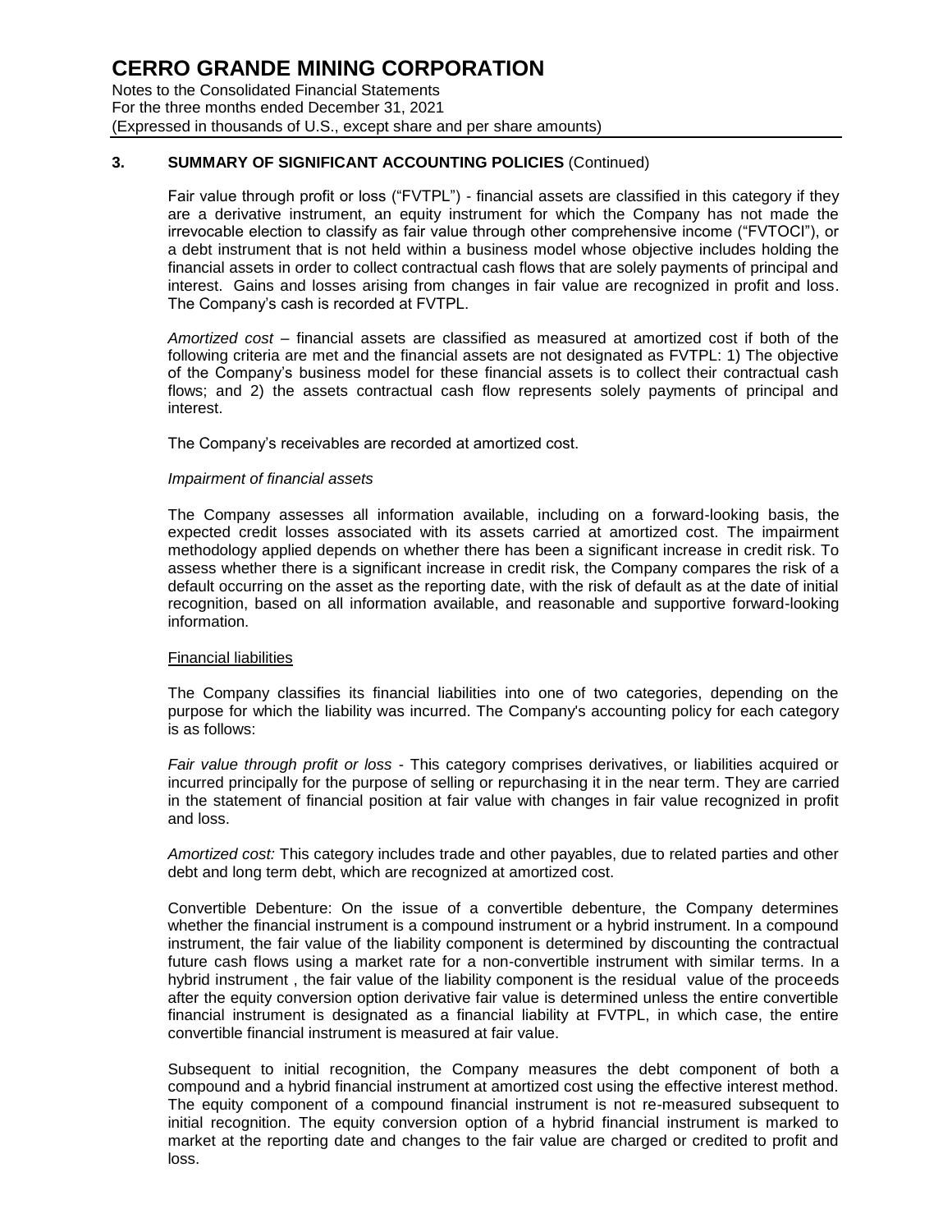## 3. SUMMARY OF SIGNIFICANT ACCOUNTING POLICIES (Continued)

Fair value through profit or loss ("FVTPL") - financial assets are classified in this category if they are a derivative instrument, an equity instrument for which the Company has not made the irrevocable election to classify as fair value through other comprehensive income ("FVTOCI"), or a debt instrument that is not held within a business model whose objective includes holding the financial assets in order to collect contractual cash flows that are solely payments of principal and interest. Gains and losses arising from changes in fair value are recognized in profit and loss. The Company's cash is recorded at FVTPL.

*Amortized cost* – financial assets are classified as measured at amortized cost if both of the following criteria are met and the financial assets are not designated as FVTPL: 1) The objective of the Company's business model for these financial assets is to collect their contractual cash flows; and 2) the assets contractual cash flow represents solely payments of principal and interest.

The Company's receivables are recorded at amortized cost.

*Impairment of financial assets*

The Company assesses all information available, including on a forward-looking basis, the expected credit losses associated with its assets carried at amortized cost. The impairment methodology applied depends on whether there has been a significant increase in credit risk. To assess whether there is a significant increase in credit risk, the Company compares the risk of a default occurring on the asset as the reporting date, with the risk of default as at the date of initial recognition, based on all information available, and reasonable and supportive forward-looking information.

Financial liabilities

The Company classifies its financial liabilities into one of two categories, depending on the purpose for which the liability was incurred. The Company's accounting policy for each category is as follows:

*Fair value through profit or loss* - This category comprises derivatives, or liabilities acquired or incurred principally for the purpose of selling or repurchasing it in the near term. They are carried in the statement of financial position at fair value with changes in fair value recognized in profit and loss.

*Amortized cost:* This category includes trade and other payables, due to related parties and other debt and long term debt, which are recognized at amortized cost.

Convertible Debenture: On the issue of a convertible debenture, the Company determines whether the financial instrument is a compound instrument or a hybrid instrument. In a compound instrument, the fair value of the liability component is determined by discounting the contractual future cash flows using a market rate for a non-convertible instrument with similar terms. In a hybrid instrument , the fair value of the liability component is the residual value of the proceeds after the equity conversion option derivative fair value is determined unless the entire convertible financial instrument is designated as a financial liability at FVTPL, in which case, the entire convertible financial instrument is measured at fair value.

Subsequent to initial recognition, the Company measures the debt component of both a compound and a hybrid financial instrument at amortized cost using the effective interest method. The equity component of a compound financial instrument is not re-measured subsequent to initial recognition. The equity conversion option of a hybrid financial instrument is marked to market at the reporting date and changes to the fair value are charged or credited to profit and loss.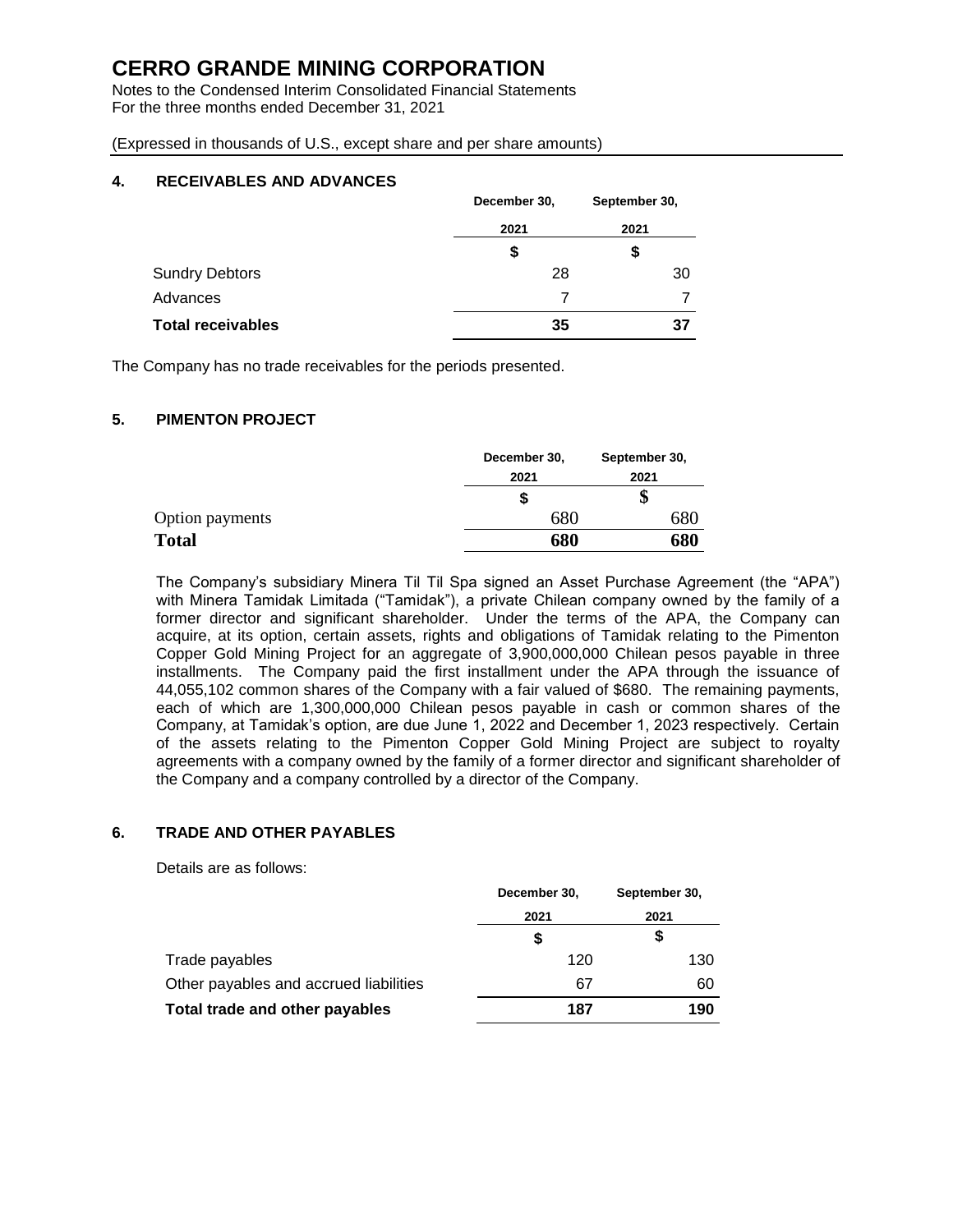# CERRO GRANDE MINING CORPORATION

Notes to the Condensed Interim Consolidated Financial Statements
For the three months ended December 31, 2021

(Expressed in thousands of U.S., except share and per share amounts)

## 4. RECEIVABLES AND ADVANCES

| | December 30, 2021 | September 30, 2021 |
|---|---|---|
| | $ | $ |
| Sundry Debtors | 28 | 30 |
| Advances | 7 | 7 |
| **Total receivables** | **35** | **37** |

The Company has no trade receivables for the periods presented.

## 5. PIMENTON PROJECT

| | December 30, 2021 | September 30, 2021 |
|---|---|---|
| | $ | $ |
| Option payments | 680 | 680 |
| **Total** | **680** | **680** |

The Company's subsidiary Minera Til Til Spa signed an Asset Purchase Agreement (the "APA") with Minera Tamidak Limitada ("Tamidak"), a private Chilean company owned by the family of a former director and significant shareholder. Under the terms of the APA, the Company can acquire, at its option, certain assets, rights and obligations of Tamidak relating to the Pimenton Copper Gold Mining Project for an aggregate of 3,900,000,000 Chilean pesos payable in three installments. The Company paid the first installment under the APA through the issuance of 44,055,102 common shares of the Company with a fair valued of $680. The remaining payments, each of which are 1,300,000,000 Chilean pesos payable in cash or common shares of the Company, at Tamidak's option, are due June 1, 2022 and December 1, 2023 respectively. Certain of the assets relating to the Pimenton Copper Gold Mining Project are subject to royalty agreements with a company owned by the family of a former director and significant shareholder of the Company and a company controlled by a director of the Company.

## 6. TRADE AND OTHER PAYABLES

Details are as follows:

| | December 30, 2021 | September 30, 2021 |
|---|---|---|
| | $ | $ |
| Trade payables | 120 | 130 |
| Other payables and accrued liabilities | 67 | 60 |
| **Total trade and other payables** | **187** | **190** |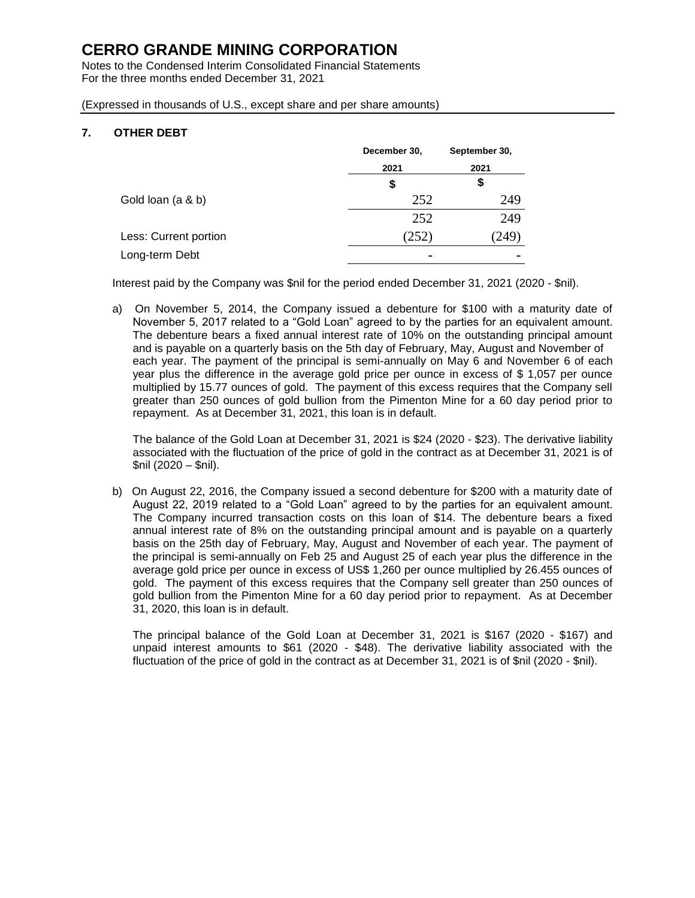# CERRO GRANDE MINING CORPORATION

Notes to the Condensed Interim Consolidated Financial Statements
For the three months ended December 31, 2021

(Expressed in thousands of U.S., except share and per share amounts)

## 7. OTHER DEBT

| | December 30, 2021 | September 30, 2021 |
|---|---|---|
| | $ | $ |
| Gold loan (a & b) | 252 | 249 |
| | 252 | 249 |
| Less: Current portion | (252) | (249) |
| Long-term Debt | - | - |

Interest paid by the Company was $nil for the period ended December 31, 2021 (2020 - $nil).

a) On November 5, 2014, the Company issued a debenture for $100 with a maturity date of November 5, 2017 related to a "Gold Loan" agreed to by the parties for an equivalent amount. The debenture bears a fixed annual interest rate of 10% on the outstanding principal amount and is payable on a quarterly basis on the 5th day of February, May, August and November of each year. The payment of the principal is semi-annually on May 6 and November 6 of each year plus the difference in the average gold price per ounce in excess of $ 1,057 per ounce multiplied by 15.77 ounces of gold. The payment of this excess requires that the Company sell greater than 250 ounces of gold bullion from the Pimenton Mine for a 60 day period prior to repayment. As at December 31, 2021, this loan is in default.

The balance of the Gold Loan at December 31, 2021 is $24 (2020 - $23). The derivative liability associated with the fluctuation of the price of gold in the contract as at December 31, 2021 is of $nil (2020 – $nil).

b) On August 22, 2016, the Company issued a second debenture for $200 with a maturity date of August 22, 2019 related to a "Gold Loan" agreed to by the parties for an equivalent amount. The Company incurred transaction costs on this loan of $14. The debenture bears a fixed annual interest rate of 8% on the outstanding principal amount and is payable on a quarterly basis on the 25th day of February, May, August and November of each year. The payment of the principal is semi-annually on Feb 25 and August 25 of each year plus the difference in the average gold price per ounce in excess of US$ 1,260 per ounce multiplied by 26.455 ounces of gold. The payment of this excess requires that the Company sell greater than 250 ounces of gold bullion from the Pimenton Mine for a 60 day period prior to repayment. As at December 31, 2020, this loan is in default.

The principal balance of the Gold Loan at December 31, 2021 is $167 (2020 - $167) and unpaid interest amounts to $61 (2020 - $48). The derivative liability associated with the fluctuation of the price of gold in the contract as at December 31, 2021 is of $nil (2020 - $nil).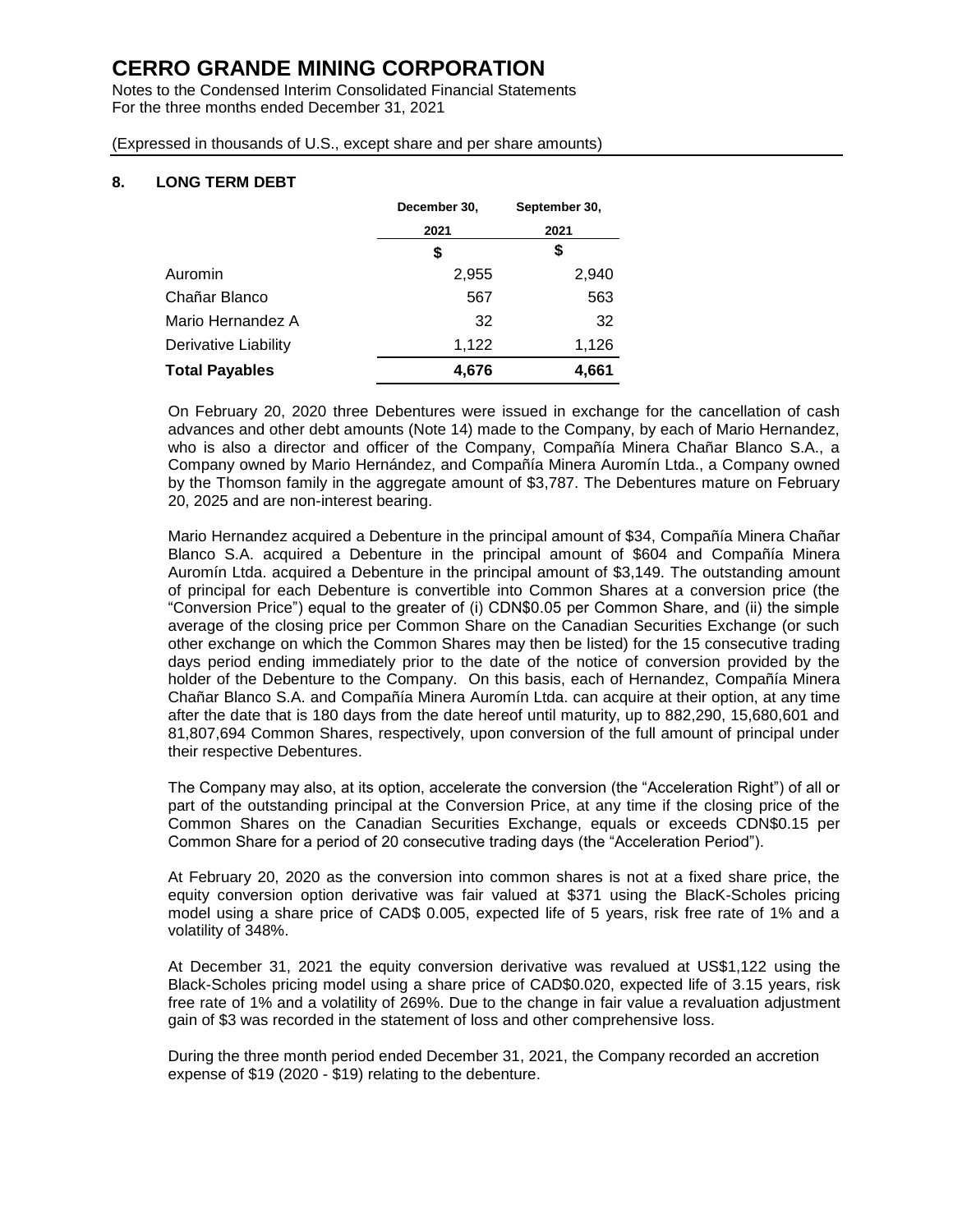# CERRO GRANDE MINING CORPORATION

Notes to the Condensed Interim Consolidated Financial Statements
For the three months ended December 31, 2021

(Expressed in thousands of U.S., except share and per share amounts)

## 8. LONG TERM DEBT

| | December 30, 2021 | September 30, 2021 |
|---|---|---|
| | $ | $ |
| Auromin | 2,955 | 2,940 |
| Chañar Blanco | 567 | 563 |
| Mario Hernandez A | 32 | 32 |
| Derivative Liability | 1,122 | 1,126 |
| **Total Payables** | **4,676** | **4,661** |

On February 20, 2020 three Debentures were issued in exchange for the cancellation of cash advances and other debt amounts (Note 14) made to the Company, by each of Mario Hernandez, who is also a director and officer of the Company, Compañía Minera Chañar Blanco S.A., a Company owned by Mario Hernández, and Compañía Minera Auromín Ltda., a Company owned by the Thomson family in the aggregate amount of $3,787. The Debentures mature on February 20, 2025 and are non-interest bearing.

Mario Hernandez acquired a Debenture in the principal amount of $34, Compañía Minera Chañar Blanco S.A. acquired a Debenture in the principal amount of $604 and Compañía Minera Auromín Ltda. acquired a Debenture in the principal amount of $3,149. The outstanding amount of principal for each Debenture is convertible into Common Shares at a conversion price (the "Conversion Price") equal to the greater of (i) CDN$0.05 per Common Share, and (ii) the simple average of the closing price per Common Share on the Canadian Securities Exchange (or such other exchange on which the Common Shares may then be listed) for the 15 consecutive trading days period ending immediately prior to the date of the notice of conversion provided by the holder of the Debenture to the Company. On this basis, each of Hernandez, Compañía Minera Chañar Blanco S.A. and Compañía Minera Auromín Ltda. can acquire at their option, at any time after the date that is 180 days from the date hereof until maturity, up to 882,290, 15,680,601 and 81,807,694 Common Shares, respectively, upon conversion of the full amount of principal under their respective Debentures.

The Company may also, at its option, accelerate the conversion (the "Acceleration Right") of all or part of the outstanding principal at the Conversion Price, at any time if the closing price of the Common Shares on the Canadian Securities Exchange, equals or exceeds CDN$0.15 per Common Share for a period of 20 consecutive trading days (the "Acceleration Period").

At February 20, 2020 as the conversion into common shares is not at a fixed share price, the equity conversion option derivative was fair valued at $371 using the BlacK-Scholes pricing model using a share price of CAD$ 0.005, expected life of 5 years, risk free rate of 1% and a volatility of 348%.

At December 31, 2021 the equity conversion derivative was revalued at US$1,122 using the Black-Scholes pricing model using a share price of CAD$0.020, expected life of 3.15 years, risk free rate of 1% and a volatility of 269%. Due to the change in fair value a revaluation adjustment gain of $3 was recorded in the statement of loss and other comprehensive loss.

During the three month period ended December 31, 2021, the Company recorded an accretion expense of $19 (2020 - $19) relating to the debenture.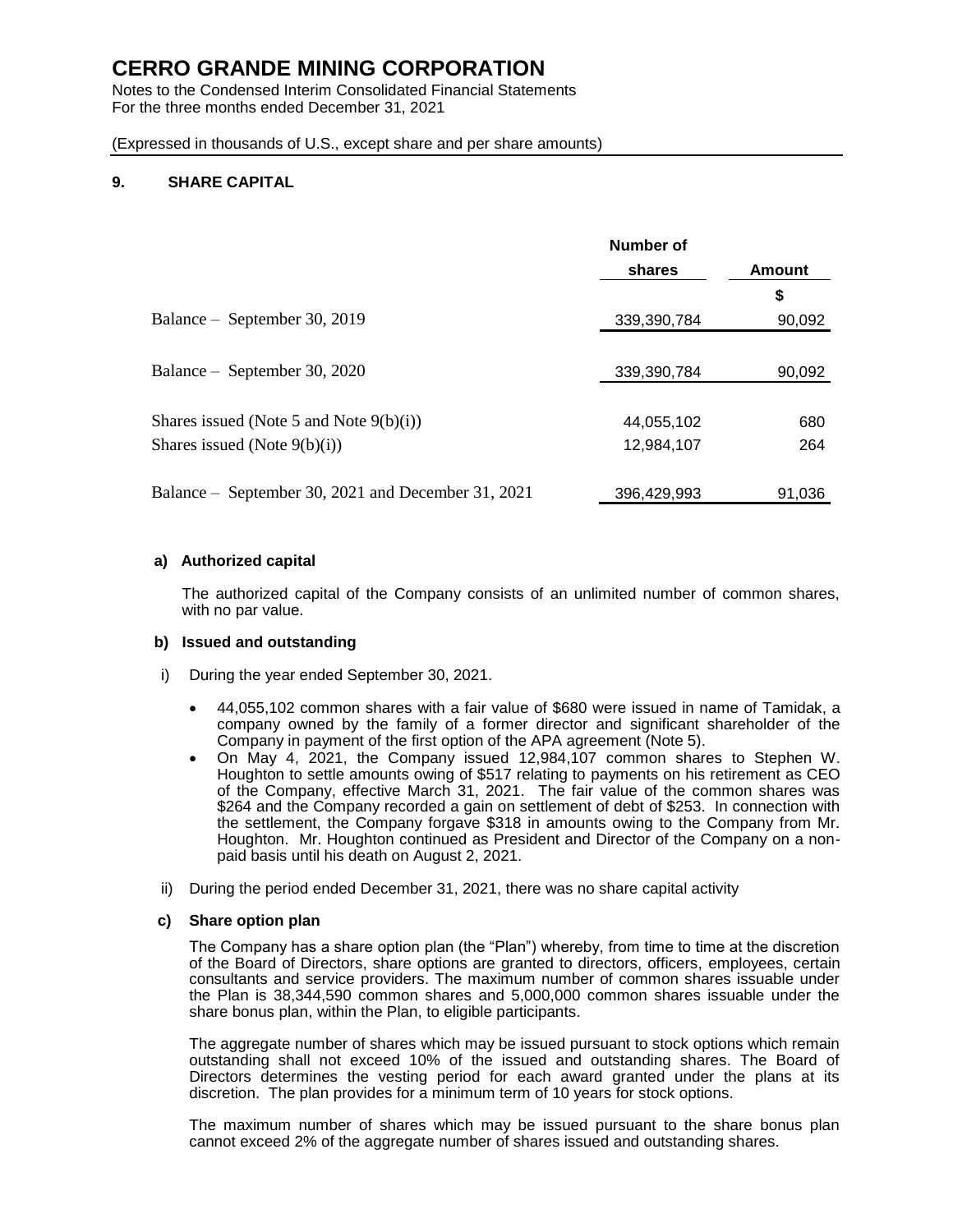# CERRO GRANDE MINING CORPORATION

Notes to the Condensed Interim Consolidated Financial Statements
For the three months ended December 31, 2021

(Expressed in thousands of U.S., except share and per share amounts)

## 9. SHARE CAPITAL

| | Number of shares | Amount |
|---|---|---|
| | | $ |
| Balance – September 30, 2019 | 339,390,784 | 90,092 |
| Balance – September 30, 2020 | 339,390,784 | 90,092 |
| Shares issued (Note 5 and Note 9(b)(i)) | 44,055,102 | 680 |
| Shares issued (Note 9(b)(i)) | 12,984,107 | 264 |
| Balance – September 30, 2021 and December 31, 2021 | 396,429,993 | 91,036 |

### a) Authorized capital

The authorized capital of the Company consists of an unlimited number of common shares, with no par value.

### b) Issued and outstanding

i) During the year ended September 30, 2021.

- 44,055,102 common shares with a fair value of $680 were issued in name of Tamidak, a company owned by the family of a former director and significant shareholder of the Company in payment of the first option of the APA agreement (Note 5).
- On May 4, 2021, the Company issued 12,984,107 common shares to Stephen W. Houghton to settle amounts owing of $517 relating to payments on his retirement as CEO of the Company, effective March 31, 2021. The fair value of the common shares was $264 and the Company recorded a gain on settlement of debt of $253. In connection with the settlement, the Company forgave $318 in amounts owing to the Company from Mr. Houghton. Mr. Houghton continued as President and Director of the Company on a non-paid basis until his death on August 2, 2021.

ii) During the period ended December 31, 2021, there was no share capital activity

### c) Share option plan

The Company has a share option plan (the "Plan") whereby, from time to time at the discretion of the Board of Directors, share options are granted to directors, officers, employees, certain consultants and service providers. The maximum number of common shares issuable under the Plan is 38,344,590 common shares and 5,000,000 common shares issuable under the share bonus plan, within the Plan, to eligible participants.

The aggregate number of shares which may be issued pursuant to stock options which remain outstanding shall not exceed 10% of the issued and outstanding shares. The Board of Directors determines the vesting period for each award granted under the plans at its discretion. The plan provides for a minimum term of 10 years for stock options.

The maximum number of shares which may be issued pursuant to the share bonus plan cannot exceed 2% of the aggregate number of shares issued and outstanding shares.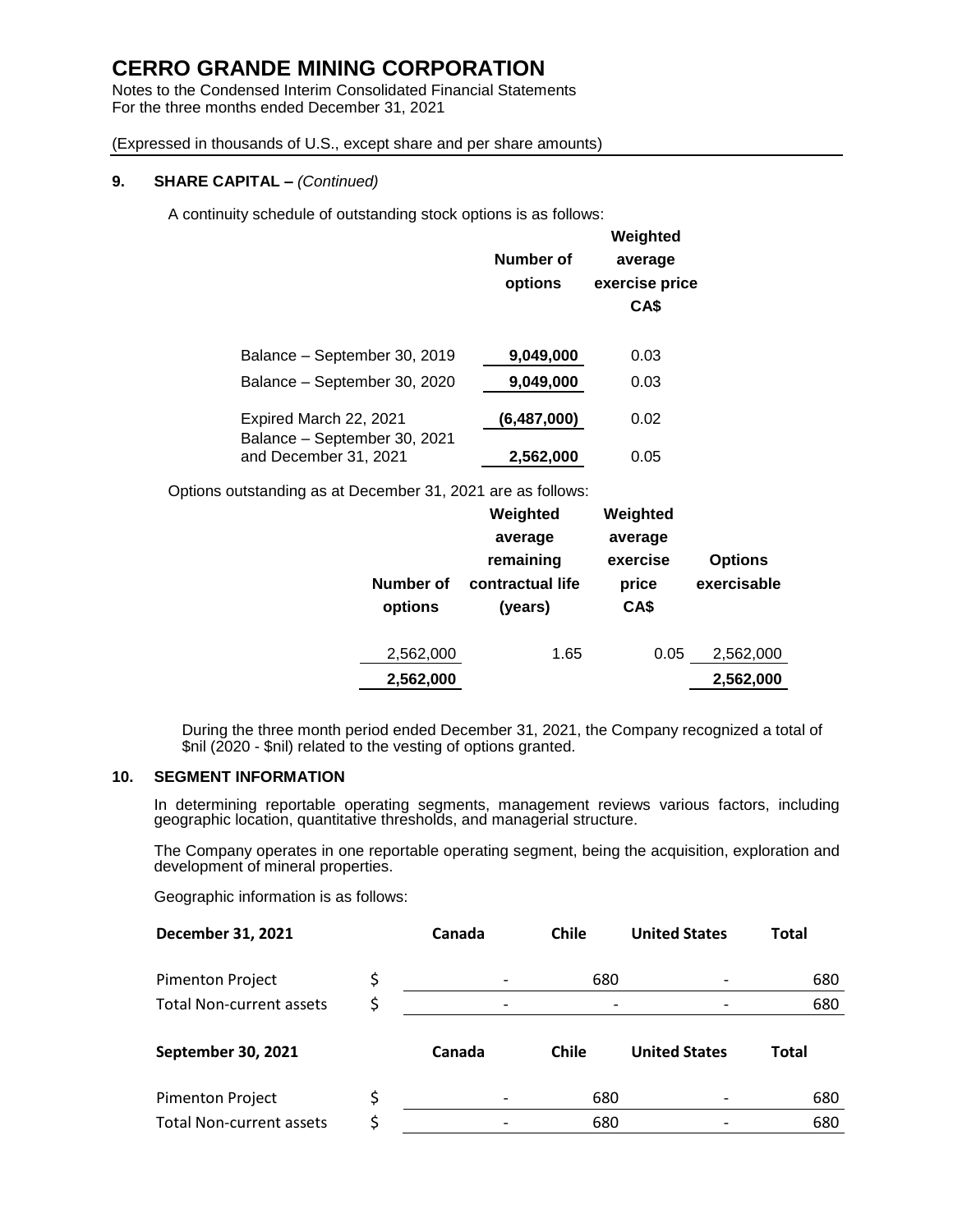# CERRO GRANDE MINING CORPORATION

Notes to the Condensed Interim Consolidated Financial Statements
For the three months ended December 31, 2021

(Expressed in thousands of U.S., except share and per share amounts)

## 9. SHARE CAPITAL – *(Continued)*

A continuity schedule of outstanding stock options is as follows:

| | Number of options | Weighted average exercise price CA$ |
|---|---|---|
| Balance – September 30, 2019 | **9,049,000** | 0.03 |
| Balance – September 30, 2020 | **9,049,000** | 0.03 |
| Expired March 22, 2021 | **(6,487,000)** | 0.02 |
| Balance – September 30, 2021 and December 31, 2021 | **2,562,000** | 0.05 |

Options outstanding as at December 31, 2021 are as follows:

| Number of options | Weighted average remaining contractual life (years) | Weighted average exercise price CA$ | Options exercisable |
|---|---|---|---|
| 2,562,000 | 1.65 | 0.05 | 2,562,000 |
| **2,562,000** | | | **2,562,000** |

During the three month period ended December 31, 2021, the Company recognized a total of $nil (2020 - $nil) related to the vesting of options granted.

## 10. SEGMENT INFORMATION

In determining reportable operating segments, management reviews various factors, including geographic location, quantitative thresholds, and managerial structure.

The Company operates in one reportable operating segment, being the acquisition, exploration and development of mineral properties.

Geographic information is as follows:

| **December 31, 2021** | | **Canada** | **Chile** | **United States** | **Total** |
|---|---|---|---|---|---|
| Pimenton Project | $ | - | 680 | - | 680 |
| Total Non-current assets | $ | - | - | - | 680 |

| **September 30, 2021** | | **Canada** | **Chile** | **United States** | **Total** |
|---|---|---|---|---|---|
| Pimenton Project | $ | - | 680 | - | 680 |
| Total Non-current assets | $ | - | 680 | - | 680 |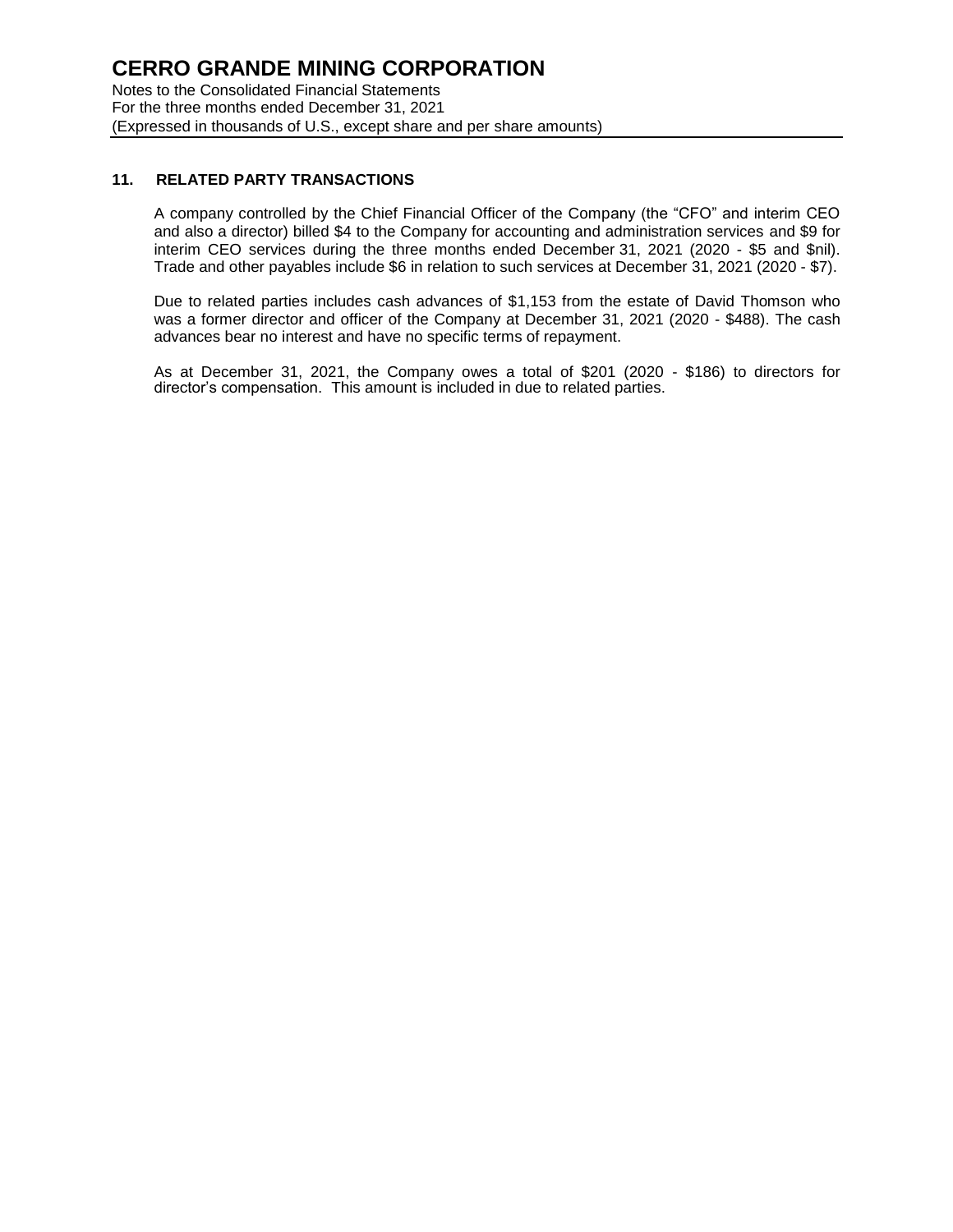## 11. RELATED PARTY TRANSACTIONS

A company controlled by the Chief Financial Officer of the Company (the "CFO" and interim CEO and also a director) billed $4 to the Company for accounting and administration services and $9 for interim CEO services during the three months ended December 31, 2021 (2020 - $5 and $nil). Trade and other payables include $6 in relation to such services at December 31, 2021 (2020 - $7).

Due to related parties includes cash advances of $1,153 from the estate of David Thomson who was a former director and officer of the Company at December 31, 2021 (2020 - $488). The cash advances bear no interest and have no specific terms of repayment.

As at December 31, 2021, the Company owes a total of $201 (2020 - $186) to directors for director's compensation. This amount is included in due to related parties.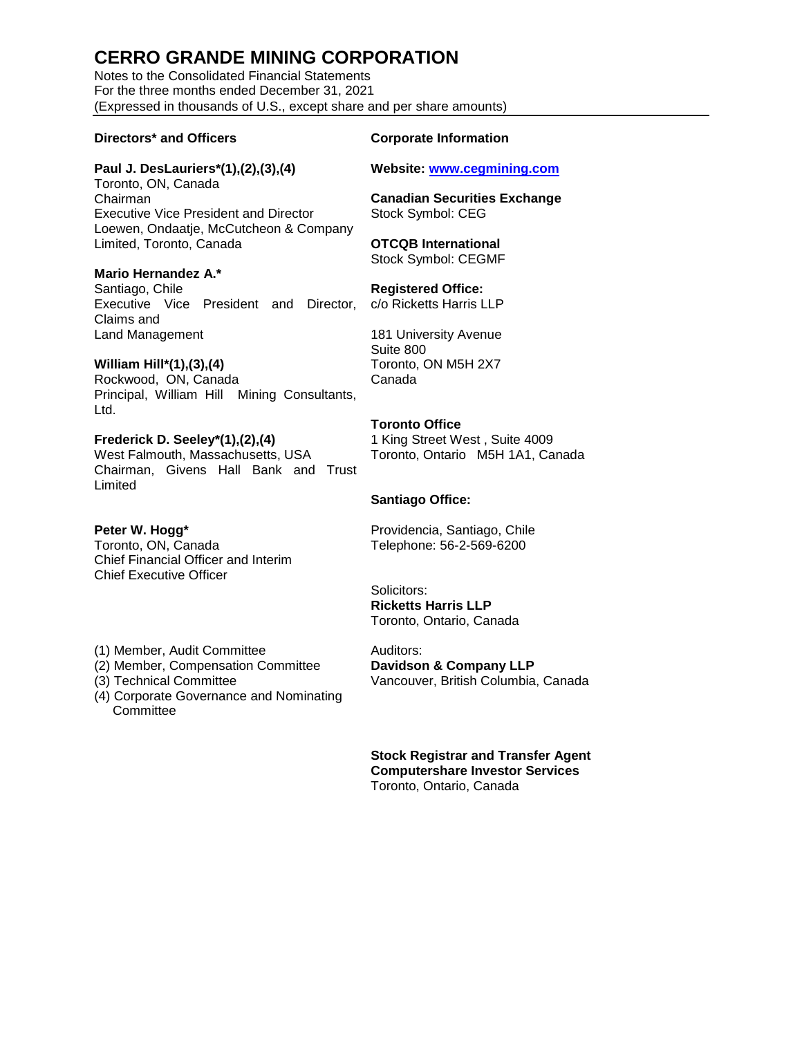# CERRO GRANDE MINING CORPORATION

Notes to the Consolidated Financial Statements
For the three months ended December 31, 2021
(Expressed in thousands of U.S., except share and per share amounts)

## Directors* and Officers

**Paul J. DesLauriers*(1),(2),(3),(4)**
Toronto, ON, Canada
Chairman
Executive Vice President and Director
Loewen, Ondaatje, McCutcheon & Company Limited, Toronto, Canada

**Mario Hernandez A.***
Santiago, Chile
Executive Vice President and Director, Claims and
Land Management

**William Hill*(1),(3),(4)**
Rockwood, ON, Canada
Principal, William Hill Mining Consultants, Ltd.

**Frederick D. Seeley*(1),(2),(4)**
West Falmouth, Massachusetts, USA
Chairman, Givens Hall Bank and Trust Limited

**Peter W. Hogg***
Toronto, ON, Canada
Chief Financial Officer and Interim
Chief Executive Officer

(1) Member, Audit Committee
(2) Member, Compensation Committee
(3) Technical Committee
(4) Corporate Governance and Nominating Committee

## Corporate Information

**Website: www.cegmining.com**

**Canadian Securities Exchange**
Stock Symbol: CEG

**OTCQB International**
Stock Symbol: CEGMF

**Registered Office:**
c/o Ricketts Harris LLP

181 University Avenue
Suite 800
Toronto, ON M5H 2X7
Canada

**Toronto Office**
1 King Street West , Suite 4009
Toronto, Ontario M5H 1A1, Canada

**Santiago Office:**

Providencia, Santiago, Chile
Telephone: 56-2-569-6200

Solicitors:
**Ricketts Harris LLP**
Toronto, Ontario, Canada

Auditors:
**Davidson & Company LLP**
Vancouver, British Columbia, Canada

**Stock Registrar and Transfer Agent**
**Computershare Investor Services**
Toronto, Ontario, Canada